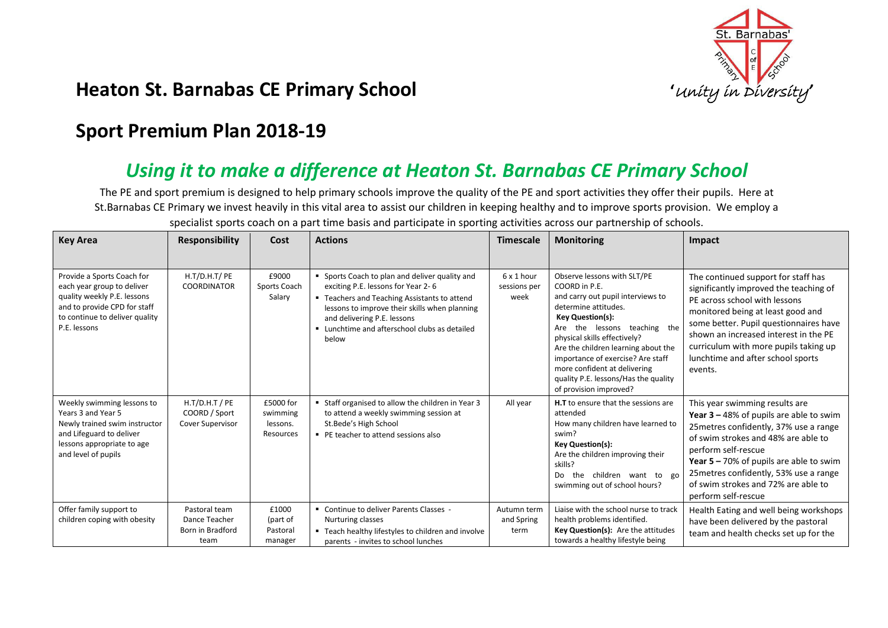# Heaton St. Barnabas CE Primary School

'Unity in Diversity'

## Sport Premium Plan 2018-19

## *Using it to make a difference at Heaton St. Barnabas CE Primary School*

The PE and sport premium is designed to help primary schools improve the quality of the PE and sport activities they offer their pupils. Here at St.Barnabas CE Primary we invest heavily in this vital area to assist our children in keeping healthy and to improve sports provision. We employ a specialist sports coach on a part time basis and participate in sporting activities across our partnership of schools.

| Key Area | Responsibility | Cost | Actions | Timescale | Monitoring | Impact |
|---|---|---|---|---|---|---|
| Provide a Sports Coach for each year group to deliver quality weekly P.E. lessons and to provide CPD for staff to continue to deliver quality P.E. lessons | H.T/D.H.T/ PE COORDINATOR | £9000 Sports Coach Salary | ▪ Sports Coach to plan and deliver quality and exciting P.E. lessons for Year 2- 6<br>▪ Teachers and Teaching Assistants to attend lessons to improve their skills when planning and delivering P.E. lessons<br>▪ Lunchtime and afterschool clubs as detailed below | 6 x 1 hour sessions per week | Observe lessons with SLT/PE COORD in P.E. and carry out pupil interviews to determine attitudes.<br>**Key Question(s):**<br>Are the lessons teaching the physical skills effectively?<br>Are the children learning about the importance of exercise? Are staff more confident at delivering quality P.E. lessons/Has the quality of provision improved? | The continued support for staff has significantly improved the teaching of PE across school with lessons monitored being at least good and some better. Pupil questionnaires have shown an increased interest in the PE curriculum with more pupils taking up lunchtime and after school sports events. |
| Weekly swimming lessons to Years 3 and Year 5<br>Newly trained swim instructor and Lifeguard to deliver lessons appropriate to age and level of pupils | H.T/D.H.T / PE COORD / Sport Cover Supervisor | £5000 for swimming lessons. Resources | ▪ Staff organised to allow the children in Year 3 to attend a weekly swimming session at St.Bede's High School<br>▪ PE teacher to attend sessions also | All year | **H.T** to ensure that the sessions are attended<br>How many children have learned to swim?<br>**Key Question(s):**<br>Are the children improving their skills?<br>Do the children want to go swimming out of school hours? | This year swimming results are<br>**Year 3 –** 48% of pupils are able to swim 25metres confidently, 37% use a range of swim strokes and 48% are able to perform self-rescue<br>**Year 5 –** 70% of pupils are able to swim 25metres confidently, 53% use a range of swim strokes and 72% are able to perform self-rescue |
| Offer family support to children coping with obesity | Pastoral team Dance Teacher Born in Bradford team | £1000 (part of Pastoral manager | ▪ Continue to deliver Parents Classes - Nurturing classes<br>▪ Teach healthy lifestyles to children and involve parents - invites to school lunches | Autumn term and Spring term | Liaise with the school nurse to track health problems identified.<br>**Key Question(s):** Are the attitudes towards a healthy lifestyle being | Health Eating and well being workshops have been delivered by the pastoral team and health checks set up for the |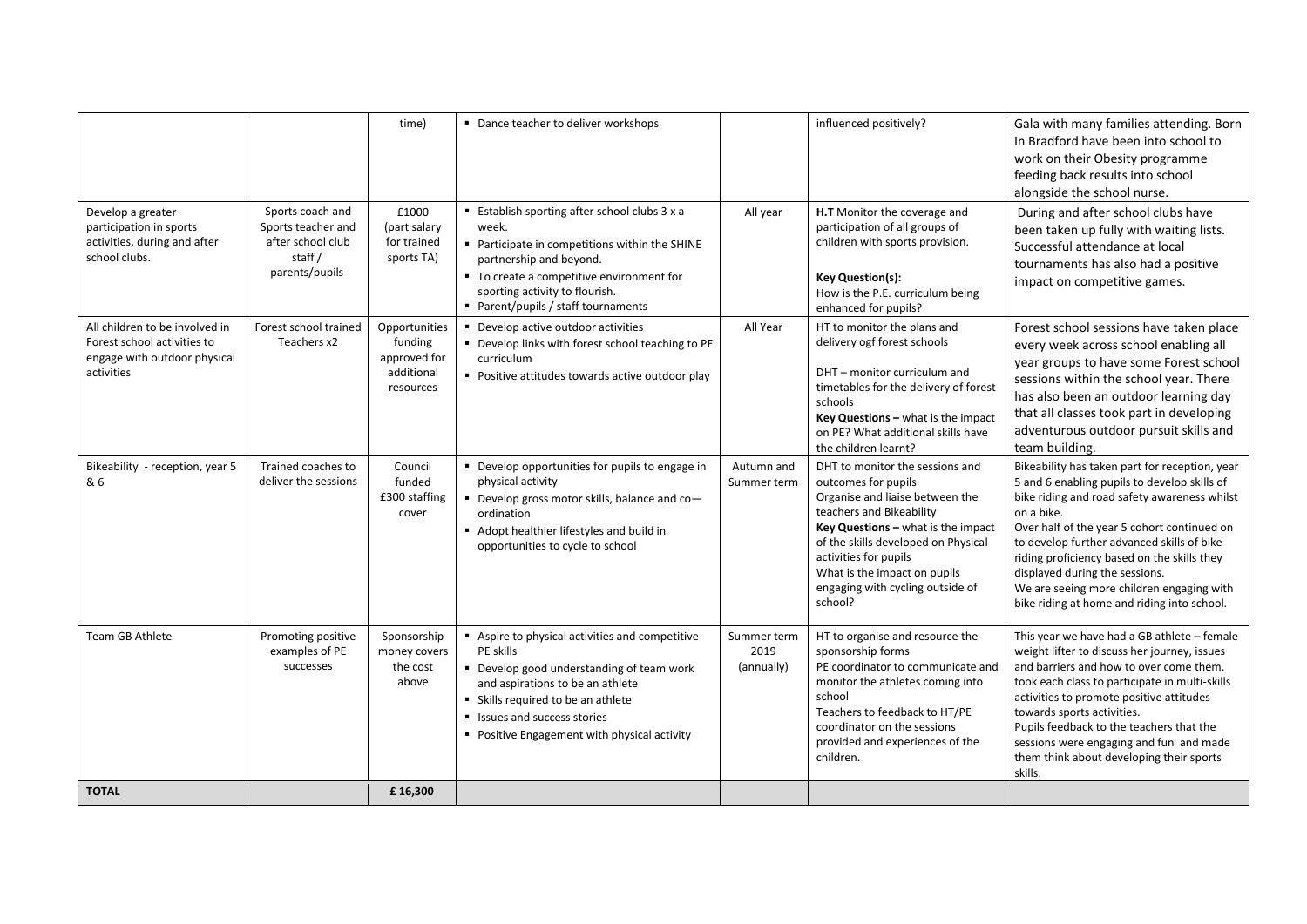| | | | | | | |
|---|---|---|---|---|---|---|
| | | time) | ▪ Dance teacher to deliver workshops | | influenced positively? | Gala with many families attending. Born In Bradford have been into school to work on their Obesity programme feeding back results into school alongside the school nurse. |
| Develop a greater participation in sports activities, during and after school clubs. | Sports coach and Sports teacher and after school club staff / parents/pupils | £1000 (part salary for trained sports TA) | ▪ Establish sporting after school clubs 3 x a week.<br>▪ Participate in competitions within the SHINE partnership and beyond.<br>▪ To create a competitive environment for sporting activity to flourish.<br>▪ Parent/pupils / staff tournaments | All year | **H.T** Monitor the coverage and participation of all groups of children with sports provision.<br><br>**Key Question(s):**<br>How is the P.E. curriculum being enhanced for pupils? | During and after school clubs have been taken up fully with waiting lists. Successful attendance at local tournaments has also had a positive impact on competitive games. |
| All children to be involved in Forest school activities to engage with outdoor physical activities | Forest school trained Teachers x2 | Opportunities funding approved for additional resources | ▪ Develop active outdoor activities<br>▪ Develop links with forest school teaching to PE curriculum<br>▪ Positive attitudes towards active outdoor play | All Year | HT to monitor the plans and delivery ogf forest schools<br><br>DHT – monitor curriculum and timetables for the delivery of forest schools<br>**Key Questions –** what is the impact on PE? What additional skills have the children learnt? | Forest school sessions have taken place every week across school enabling all year groups to have some Forest school sessions within the school year. There has also been an outdoor learning day that all classes took part in developing adventurous outdoor pursuit skills and team building. |
| Bikeability - reception, year 5 & 6 | Trained coaches to deliver the sessions | Council funded £300 staffing cover | ▪ Develop opportunities for pupils to engage in physical activity<br>▪ Develop gross motor skills, balance and co—ordination<br>▪ Adopt healthier lifestyles and build in opportunities to cycle to school | Autumn and Summer term | DHT to monitor the sessions and outcomes for pupils<br>Organise and liaise between the teachers and Bikeability<br>**Key Questions –** what is the impact of the skills developed on Physical activities for pupils<br>What is the impact on pupils engaging with cycling outside of school? | Bikeability has taken part for reception, year 5 and 6 enabling pupils to develop skills of bike riding and road safety awareness whilst on a bike.<br>Over half of the year 5 cohort continued on to develop further advanced skills of bike riding proficiency based on the skills they displayed during the sessions.<br>We are seeing more children engaging with bike riding at home and riding into school. |
| Team GB Athlete | Promoting positive examples of PE successes | Sponsorship money covers the cost above | ▪ Aspire to physical activities and competitive PE skills<br>▪ Develop good understanding of team work and aspirations to be an athlete<br>▪ Skills required to be an athlete<br>▪ Issues and success stories<br>▪ Positive Engagement with physical activity | Summer term 2019 (annually) | HT to organise and resource the sponsorship forms<br>PE coordinator to communicate and monitor the athletes coming into school<br>Teachers to feedback to HT/PE coordinator on the sessions provided and experiences of the children. | This year we have had a GB athlete – female weight lifter to discuss her journey, issues and barriers and how to over come them. took each class to participate in multi-skills activities to promote positive attitudes towards sports activities.<br>Pupils feedback to the teachers that the sessions were engaging and fun and made them think about developing their sports skills. |
| **TOTAL** | | **£ 16,300** | | | | |